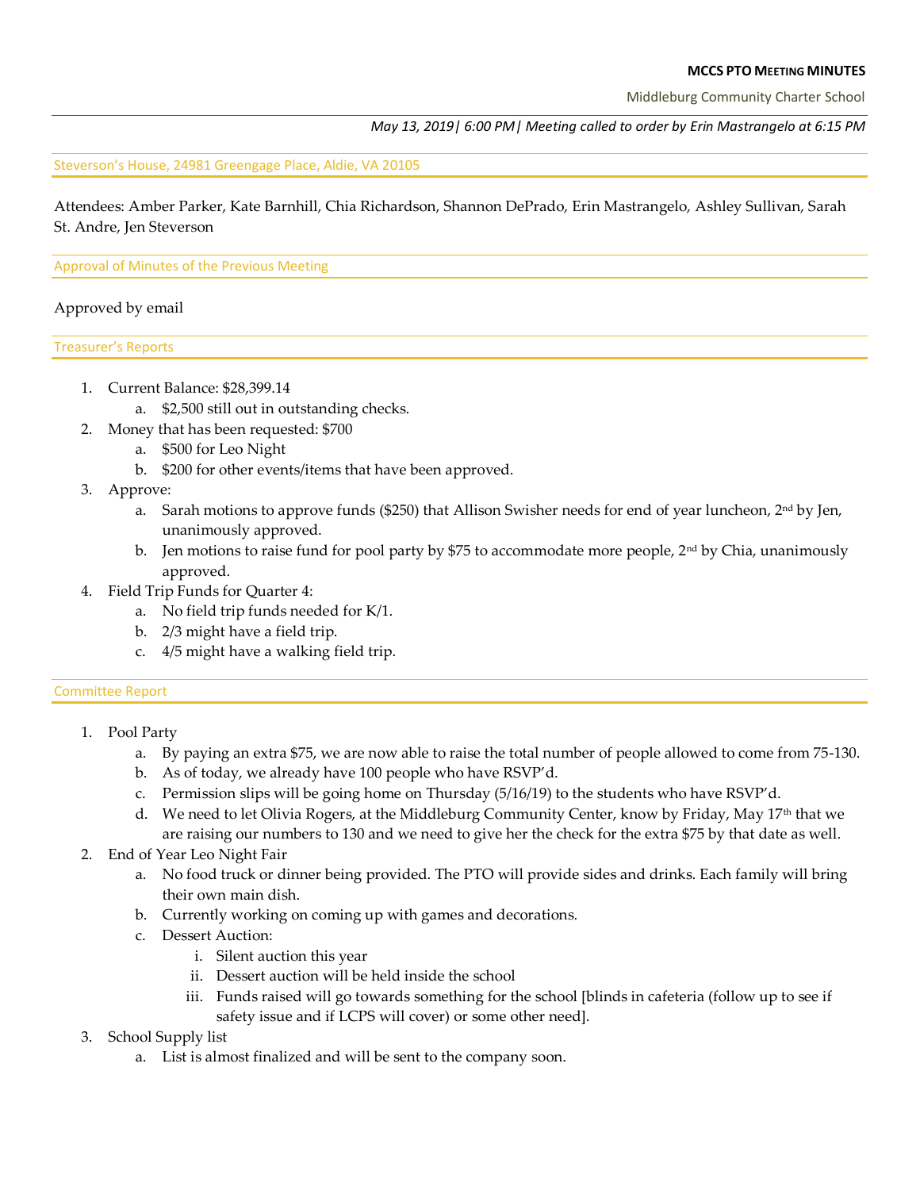**MCCS PTO MEETING MINUTES**

Middleburg Community Charter School

*May 13, 2019| 6:00 PM| Meeting called to order by Erin Mastrangelo at 6:15 PM*

## Steverson's House, 24981 Greengage Place, Aldie, VA 20105

Attendees: Amber Parker, Kate Barnhill, Chia Richardson, Shannon DePrado, Erin Mastrangelo, Ashley Sullivan, Sarah St. Andre, Jen Steverson

## Approval of Minutes of the Previous Meeting

Approved by email

## Treasurer's Reports

1. Current Balance: $28,399.14
   a. $2,500 still out in outstanding checks.
2. Money that has been requested: $700
   a. $500 for Leo Night
   b. $200 for other events/items that have been approved.
3. Approve:
   a. Sarah motions to approve funds ($250) that Allison Swisher needs for end of year luncheon, 2nd by Jen, unanimously approved.
   b. Jen motions to raise fund for pool party by $75 to accommodate more people, 2nd by Chia, unanimously approved.
4. Field Trip Funds for Quarter 4:
   a. No field trip funds needed for K/1.
   b. 2/3 might have a field trip.
   c. 4/5 might have a walking field trip.

## Committee Report

1. Pool Party
   a. By paying an extra $75, we are now able to raise the total number of people allowed to come from 75-130.
   b. As of today, we already have 100 people who have RSVP'd.
   c. Permission slips will be going home on Thursday (5/16/19) to the students who have RSVP'd.
   d. We need to let Olivia Rogers, at the Middleburg Community Center, know by Friday, May 17th that we are raising our numbers to 130 and we need to give her the check for the extra $75 by that date as well.
2. End of Year Leo Night Fair
   a. No food truck or dinner being provided. The PTO will provide sides and drinks. Each family will bring their own main dish.
   b. Currently working on coming up with games and decorations.
   c. Dessert Auction:
      i. Silent auction this year
      ii. Dessert auction will be held inside the school
      iii. Funds raised will go towards something for the school [blinds in cafeteria (follow up to see if safety issue and if LCPS will cover) or some other need].
3. School Supply list
   a. List is almost finalized and will be sent to the company soon.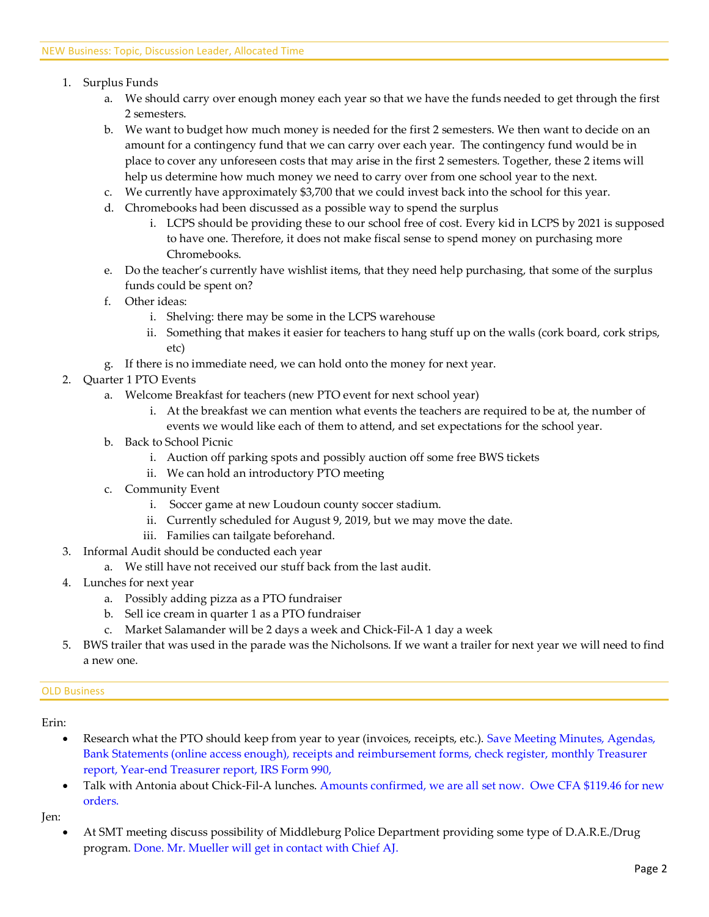## NEW Business: Topic, Discussion Leader, Allocated Time

1. Surplus Funds
   a. We should carry over enough money each year so that we have the funds needed to get through the first 2 semesters.
   b. We want to budget how much money is needed for the first 2 semesters. We then want to decide on an amount for a contingency fund that we can carry over each year. The contingency fund would be in place to cover any unforeseen costs that may arise in the first 2 semesters. Together, these 2 items will help us determine how much money we need to carry over from one school year to the next.
   c. We currently have approximately $3,700 that we could invest back into the school for this year.
   d. Chromebooks had been discussed as a possible way to spend the surplus
      i. LCPS should be providing these to our school free of cost. Every kid in LCPS by 2021 is supposed to have one. Therefore, it does not make fiscal sense to spend money on purchasing more Chromebooks.
   e. Do the teacher's currently have wishlist items, that they need help purchasing, that some of the surplus funds could be spent on?
   f. Other ideas:
      i. Shelving: there may be some in the LCPS warehouse
      ii. Something that makes it easier for teachers to hang stuff up on the walls (cork board, cork strips, etc)
   g. If there is no immediate need, we can hold onto the money for next year.
2. Quarter 1 PTO Events
   a. Welcome Breakfast for teachers (new PTO event for next school year)
      i. At the breakfast we can mention what events the teachers are required to be at, the number of events we would like each of them to attend, and set expectations for the school year.
   b. Back to School Picnic
      i. Auction off parking spots and possibly auction off some free BWS tickets
      ii. We can hold an introductory PTO meeting
   c. Community Event
      i. Soccer game at new Loudoun county soccer stadium.
      ii. Currently scheduled for August 9, 2019, but we may move the date.
      iii. Families can tailgate beforehand.
3. Informal Audit should be conducted each year
   a. We still have not received our stuff back from the last audit.
4. Lunches for next year
   a. Possibly adding pizza as a PTO fundraiser
   b. Sell ice cream in quarter 1 as a PTO fundraiser
   c. Market Salamander will be 2 days a week and Chick-Fil-A 1 day a week
5. BWS trailer that was used in the parade was the Nicholsons. If we want a trailer for next year we will need to find a new one.

## OLD Business

Erin:

- Research what the PTO should keep from year to year (invoices, receipts, etc.). Save Meeting Minutes, Agendas, Bank Statements (online access enough), receipts and reimbursement forms, check register, monthly Treasurer report, Year-end Treasurer report, IRS Form 990,
- Talk with Antonia about Chick-Fil-A lunches. Amounts confirmed, we are all set now. Owe CFA $119.46 for new orders.

Jen:

- At SMT meeting discuss possibility of Middleburg Police Department providing some type of D.A.R.E./Drug program. Done. Mr. Mueller will get in contact with Chief AJ.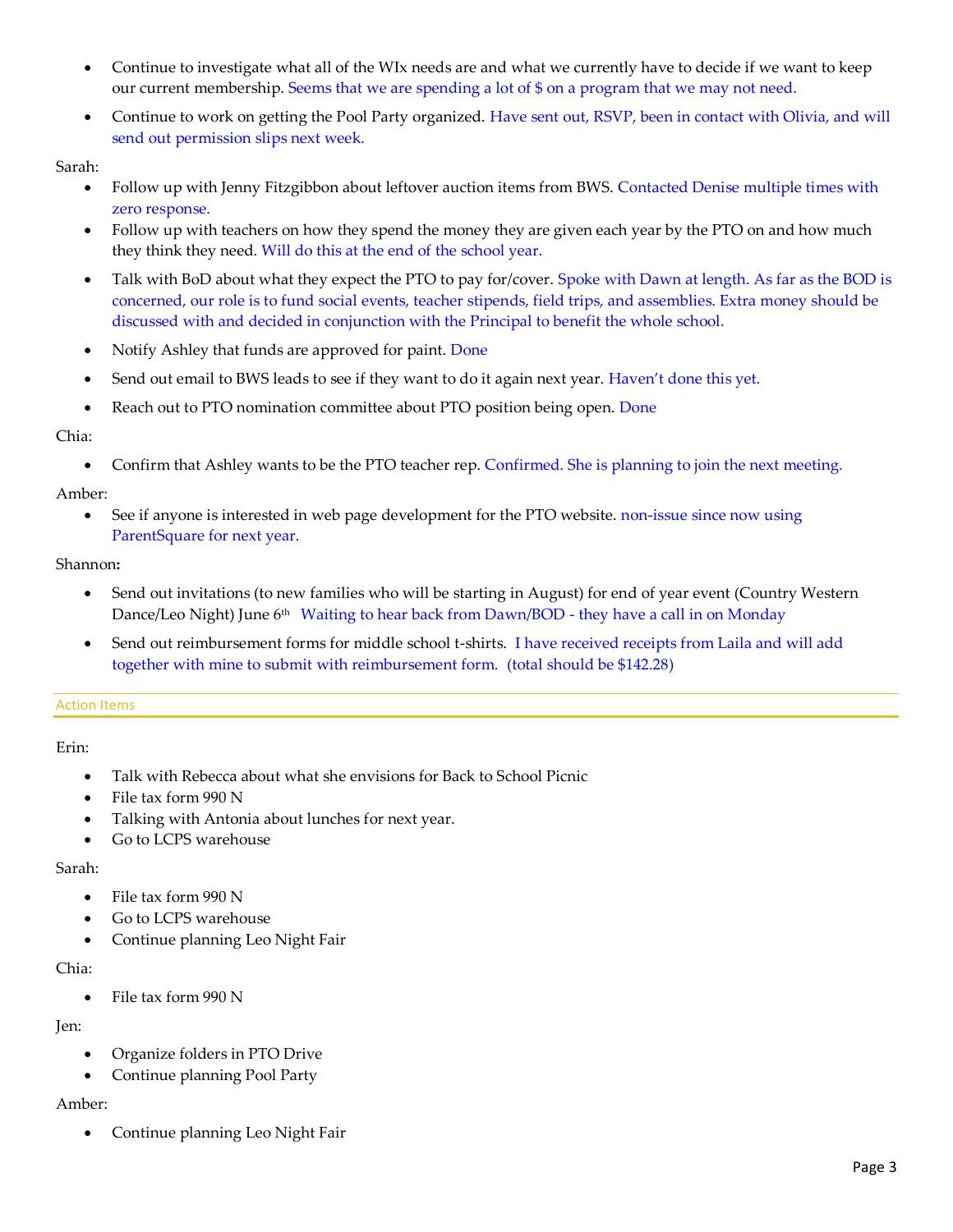- Continue to investigate what all of the WIx needs are and what we currently have to decide if we want to keep our current membership. Seems that we are spending a lot of $ on a program that we may not need.
- Continue to work on getting the Pool Party organized. Have sent out, RSVP, been in contact with Olivia, and will send out permission slips next week.

Sarah:

- Follow up with Jenny Fitzgibbon about leftover auction items from BWS. Contacted Denise multiple times with zero response.
- Follow up with teachers on how they spend the money they are given each year by the PTO on and how much they think they need. Will do this at the end of the school year.
- Talk with BoD about what they expect the PTO to pay for/cover. Spoke with Dawn at length. As far as the BOD is concerned, our role is to fund social events, teacher stipends, field trips, and assemblies. Extra money should be discussed with and decided in conjunction with the Principal to benefit the whole school.
- Notify Ashley that funds are approved for paint. Done
- Send out email to BWS leads to see if they want to do it again next year. Haven't done this yet.
- Reach out to PTO nomination committee about PTO position being open. Done

Chia:

- Confirm that Ashley wants to be the PTO teacher rep. Confirmed. She is planning to join the next meeting.

Amber:

- See if anyone is interested in web page development for the PTO website. non-issue since now using ParentSquare for next year.

Shannon**:**

- Send out invitations (to new families who will be starting in August) for end of year event (Country Western Dance/Leo Night) June 6th Waiting to hear back from Dawn/BOD - they have a call in on Monday
- Send out reimbursement forms for middle school t-shirts. I have received receipts from Laila and will add together with mine to submit with reimbursement form. (total should be $142.28)

## Action Items

Erin:

- Talk with Rebecca about what she envisions for Back to School Picnic
- File tax form 990 N
- Talking with Antonia about lunches for next year.
- Go to LCPS warehouse

Sarah:

- File tax form 990 N
- Go to LCPS warehouse
- Continue planning Leo Night Fair

Chia:

- File tax form 990 N

Jen:

- Organize folders in PTO Drive
- Continue planning Pool Party

Amber:

- Continue planning Leo Night Fair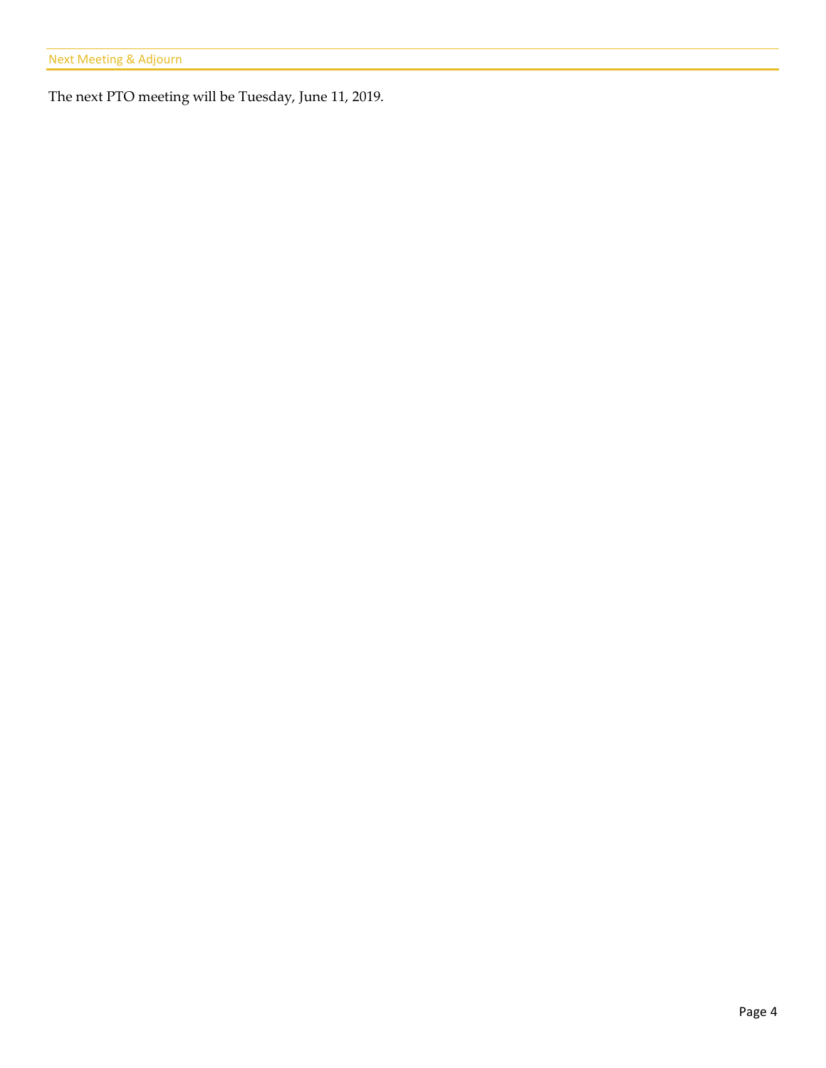## Next Meeting & Adjourn

The next PTO meeting will be Tuesday, June 11, 2019.